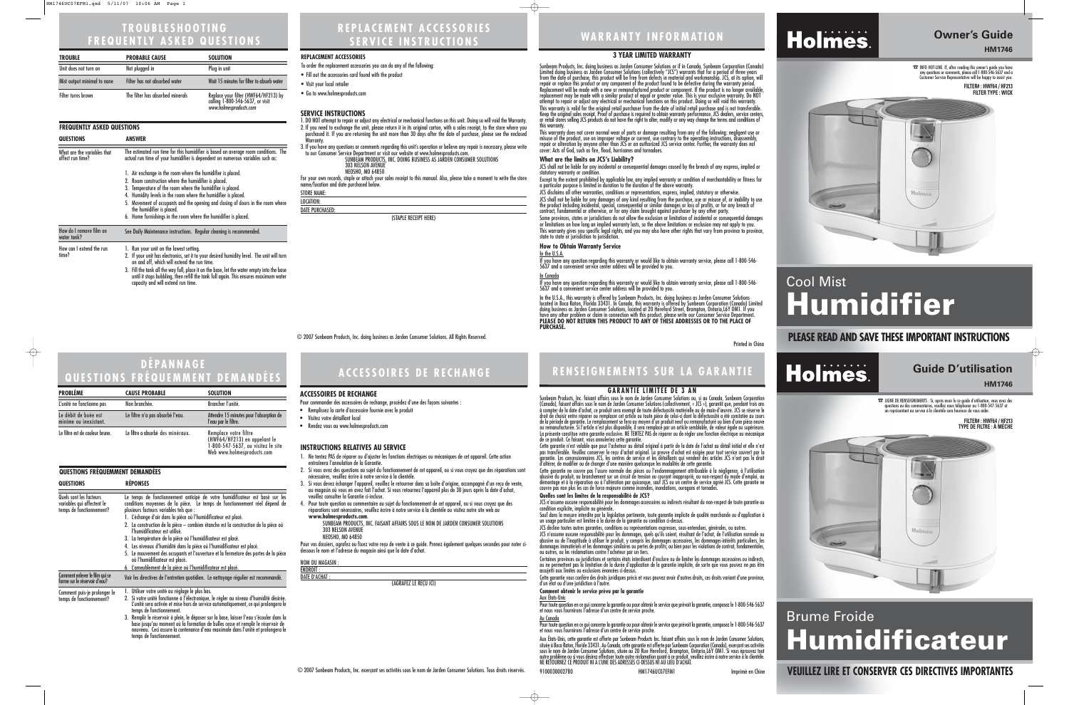# TROUBLESHOOTING
# FREQUENTLY ASKED QUESTIONS

| TROUBLE | PROBABLE CAUSE | SOLUTION |
|---|---|---|
| Unit does not turn on | Not plugged in | Plug in unit |
| Mist output minimal to none | Filter has not absorbed water | Wait 15 minutes for filter to absorb water |
| Filter turns brown | The filter has absorbed minerals | Replace your filter (HWF64/HF213) by calling 1-800-546-5637, or visit www.holmesproducts.com |

### FREQUENTLY ASKED QUESTIONS

| QUESTIONS | ANSWER |
|---|---|
| What are the variables that affect run time? | The estimated run time for this humidifier is based on average room conditions. The actual run time of your humidifier is dependent on numerous variables such as: 1. Air exchange in the room where the humidifier is placed. 2. Room construction where the humidifier is placed. 3. Temperature of the room where the humidifier is placed. 4. Humidity levels in the room where the humidifier is placed. 5. Movement of occupants and the opening and closing of doors in the room where the humidifier is placed. 6. Home furnishings in the room where the humidifier is placed. |
| How do I remove film on water tank? | See Daily Maintenance instructions. Regular cleaning is recommended. |
| How can I extend the run time? | 1. Run your unit on the lowest setting. 2. If your unit has electronics, set it to your desired humidity level. The unit will turn on and off, which will extend the run time. 3. Fill the tank all the way full, place it on the base, let the water empty into the base until it stops bubbling, then refill the tank full again. This ensures maximum water capacity and will extend run time. |

# REPLACEMENT ACCESSORIES
# SERVICE INSTRUCTIONS

### REPLACEMENT ACCESSORIES

To order the replacement accessories you can do any of the following:

- Fill out the accessories card found with the product
- Visit your local retailer
- Go to www.holmesproducts.com

### SERVICE INSTRUCTIONS

1. DO NOT attempt to repair or adjust any electrical or mechanical functions on this unit. Doing so will void the Warranty.
2. If you need to exchange the unit, please return it in its original carton, with a sales receipt, to the store where you purchased it. If you are returning the unit more than 30 days after the date of purchase, please see the enclosed Warranty.
3. If you have any questions or comments regarding this unit's operation or believe any repair is necessary, please write to our Consumer Service Department or visit our website at www.holmesproducts.com.
   SUNBEAM PRODUCTS, INC. DOING BUSINESS AS JARDEN CONSUMER SOLUTIONS
   303 NELSON AVENUE
   NEOSHO, MO 64850

For your own records, staple or attach your sales receipt to this manual. Also, please take a moment to write the store name/location and date purchased below.

STORE NAME: ____________________

LOCATION: ____________________

DATE PURCHASED: ____________________

(STAPLE RECEIPT HERE)

© 2007 Sunbeam Products, Inc. doing business as Jarden Consumer Solutions. All Rights Reserved.

# WARRANTY INFORMATION

### 3 YEAR LIMITED WARRANTY

Sunbeam Products, Inc. doing business as Jarden Consumer Solutions or if in Canada, Sunbeam Corporation (Canada) Limited doing business as Jarden Consumer Solutions (collectively "JCS") warrants that for a period of three years from the date of purchase, this product will be free from defects in material and workmanship. JCS, at its option, will repair or replace this product or any component of the product found to be defective during the warranty period. Replacement will be made with a new or remanufactured product or component. If the product is no longer available, replacement may be made with a similar product of equal or greater value. This is your exclusive warranty. Do NOT attempt to repair or adjust any electrical or mechanical functions on this product. Doing so will void this warranty.

This warranty is valid for the original retail purchaser from the date of initial retail purchase and is not transferable. Keep the original sales receipt. Proof of purchase is required to obtain warranty performance. JCS dealers, service centers, or retail stores selling JCS products do not have the right to alter, modify or any way change the terms and conditions of this warranty.

This warranty does not cover normal wear of parts or damage resulting from any of the following: negligent use or misuse of the product, use on improper voltage or current, use contrary to the operating instructions, disassembly, repair or alteration by anyone other than JCS or an authorized JCS service center. Further, the warranty does not cover: Acts of God, such as fire, flood, hurricanes and tornadoes.

**What are the limits on JCS's Liability?**

JCS shall not be liable for any incidental or consequential damages caused by the breach of any express, implied or statutory warranty or condition.

Except to the extent prohibited by applicable law, any implied warranty or condition of merchantability or fitness for a particular purpose is limited in duration to the duration of the above warranty.

JCS disclaims all other warranties, conditions or representations, express, implied, statutory or otherwise.

JCS shall not be liable for any damages of any kind resulting from the purchase, use or misuse of, or inability to use the product including incidental, special, consequential or similar damages or loss of profits, or for any breach of contract, fundamental or otherwise, or for any claim brought against purchaser by any other party.

Some provinces, states or jurisdictions do not allow the exclusion or limitation of incidental or consequential damages or limitations on how long an implied warranty lasts, so the above limitations or exclusion may not apply to you. This warranty gives you specific legal rights, and you may also have other rights that vary from province to province, state to state or jurisdiction to jurisdiction.

**How to Obtain Warranty Service**

In the U.S.A.

If you have any question regarding this warranty or would like to obtain warranty service, please call 1-800-546-5637 and a convenient service center address will be provided to you.

In Canada

If you have any question regarding this warranty or would like to obtain warranty service, please call 1-800-546-5637 and a convenient service center address will be provided to you.

In the U.S.A., this warranty is offered by Sunbeam Products, Inc. doing business as Jarden Consumer Solutions located in Boca Raton, Florida 33431. In Canada, this warranty is offered by Sunbeam Corporation (Canada) Limited doing business as Jarden Consumer Solutions, located at 20 Hereford Street, Brampton, Ontario,L6Y 0M1. If you have any other problem or claim in connection with this product, please write our Consumer Service Department. **PLEASE DO NOT RETURN THIS PRODUCT TO ANY OF THESE ADDRESSES OR TO THE PLACE OF PURCHASE.**

Printed in China

# Holmes.

## Owner's Guide

HM1746

☎ INFO HOT-LINE: If, after reading this owner's guide you have any questions or comments, please call 1-800-546-5637 and a Customer Service Representative will be happy to assist you.

**FILTER#: HWF64 / HF213**
**FILTER TYPE : WICK**

# Cool Mist Humidifier

**PLEASE READ AND SAVE THESE IMPORTANT INSTRUCTIONS**

# DÉPANNAGE
# QUESTIONS FRÉQUEMMENT DEMANDÉES

| PROBLÈME | CAUSE PROBABLE | SOLUTION |
|---|---|---|
| L'unité ne fonctionne pas | Non branchée. | Brancher l'unité. |
| Le débit de buée est minime ou inexistant. | Le filtre n'a pas absorbé l'eau. | Attendre 15 minutes pour l'absorption de l'eau par le filtre. |
| Le filtre est de couleur brune. | Le filtre a absorbé des minéraux. | Remplace votre filtre (HWF64/HF213) en appelant le 1-800-547-5637, ou visitez le site Web www.holmesproducts.com |

### QUESTIONS FRÉQUEMMENT DEMANDÉES

| QUESTIONS | RÉPONSES |
|---|---|
| Quels sont les facteurs variables qui affectent le temps de fonctionnement? | Le temps de fonctionnement anticipé de votre humidificateur est basé sur les conditions moyennes de la pièce. Le temps de fonctionnement réel dépend de plusieurs facteurs variables tels que : 1. L'échange d'air dans la pièce où l'humidificateur est placé. 2. La construction de la pièce – combien étanche est la construction de la pièce où l'humidificateur est utilisé. 3. La température de la pièce où l'humidificateur est placé. 4. Les niveaux d'humidité dans la pièce où l'humidificateur est placé. 5. Le mouvement des occupants et l'ouverture et la fermeture des portes de la pièce où l'humidificateur est placé. 6. L'ameublement de la pièce où l'humidificateur est placé. |
| Comment enlever le film qui se forme sur le réservoir d'eau? | Voir les directives de l'entretien quotidien. Le nettoyage régulier est recommandé. |
| Comment puis-je prolonger le temps de fonctionnement? | 1. Utiliser votre unité au réglage le plus bas. 2. Si votre unité fonctionne à l'électronique, le régler au niveau d'humidité désirée. L'unité sera activée et mise hors de service automatiquement, ce qui prolongera le temps de fonctionnement. 3. Remplir le réservoir à plein, le déposer sur la base, laisser l'eau s'écouler dans la base jusqu'au moment où la formation de bulles cesse et remplir le réservoir de nouveau. Ceci assure la contenance d'eau maximale dans l'unité et prolongera le temps de fonctionnement. |

# ACCESSOIRES DE RECHANGE

### ACCESSOIRES DE RECHANGE

Pour commander des accessoires de rechange, procédez d'une des façons suivantes :

- Remplissez la carte d'accessoire fournie avec le produit
- Visitez votre détaillant local
- Rendez-vous au www.holmesproducts.com

### INSTRUCTIONS RELATIVES AU SERVICE

1. Ne tentez PAS de réparer ou d'ajuster les fonctions électriques ou mécaniques de cet appareil. Cette action entraînera l'annulation de la Garantie.
2. Si vous avez des questions au sujet du fonctionnement de cet appareil, ou si vous croyez que des réparations sont nécessaires, veuillez écrire à notre service à la clientèle.
3. Si vous devez échanger l'appareil, veuillez le retourner dans sa boîte d'origine, accompagné d'un reçu de vente, au magasin où vous en avez fait l'achat. Si vous retournez l'appareil plus de 30 jours après la date d'achat, veuillez consulter la Garantie ci-incluse.
4. Pour toute question ou commentaire au sujet du fonctionnement de cet appareil, ou si vous croyez que des réparations sont nécessaires, veuillez écrire à notre service à la clientèle ou visitez notre site web au **www.holmesproducts.com**.
   SUNBEAM PRODUCTS, INC. FAISANT AFFAIRS SOUS LE NOM DE JARDEN CONSUMER SOLUTIONS
   303 NELSON AVENUE
   NEOSHO, MO 64850

Pour vos dossiers, agrafez ou fixez votre reçu de vente à ce guide. Prenez également quelques secondes pour noter ci-dessous le nom et l'adresse du magasin ainsi que la date d'achat.

NOM DU MAGASIN : ____________________

ENDROIT : ____________________

DATE D'ACHAT : ____________________

(AGRAFEZ LE REÇU ICI)

© 2007 Sunbeam Products, Inc. exerçant ses activités sous le nom de Jarden Consumer Solutions. Tous droits réservés.

# RENSEIGNEMENTS SUR LA GARANTIE

### GARANTIE LIMITÉE DE 3 AN

Sunbeam Products, Inc. faisant affaires sous le nom de Jarden Consumer Solutions ou, si au Canada, Sunbeam Corporation (Canada), faisant affaires sous le nom de Jarden Consumer Solutions (collectivement, « JCS »), garantit que, pendant trois ans à compter de la date d'achat, ce produit sera exempt de toute défectuosité matérielle ou de main-d'œuvre. JCS se réserve le droit de choisir entre réparer ou remplacer cet article ou toute pièce de celui-ci dont la défectuosité a été constatée au cours de la période de garantie. Le remplacement se fera au moyen d'un produit neuf ou remanufacturé ou d'une pièce neuve ou remanufacturée. Si l'article n'est plus disponible, il sera remplacé par un article semblable, de valeur égale ou supérieure. La présente constitue votre garantie exclusive. NE TENTEZ PAS de réparer ou de régler une fonction électrique ou mécanique de ce produit. Ce faisant, vous annuleriez cette garantie.

Cette garantie n'est valable que pour l'acheteur au détail original à partir de la date de l'achat au détail initial et elle n'est pas transférable. Veuillez conserver le reçu d'achat original. La preuve d'achat est exigée pour tout service couvert par la garantie. Les concessionnaires JCS, les centres de service et les détaillants qui vendent des articles JCS n'ont pas le droit d'altérer, de modifier ou de changer d'une manière quelconque les modalités de cette garantie.

Cette garantie ne couvre pas l'usure normale des pièces ou l'endommagement attribuable à la négligence, à l'utilisation abusive du produit, au branchement sur un circuit de tension ou courant inapproprié, au non-respect du mode d'emploi, au démontage et à la réparation ou à l'altération par quiconque, sauf JCS ou un centre de service agréé JCS. Cette garantie ne couvre pas non plus les cas de force majeure comme incendies, inondations, ouragans et tornades.

**Quelles sont les limites de la responsabilité de JCS?**

JCS n'assume aucune responsabilité pour les dommages accessoires ou indirects résultant du non-respect de toute garantie ou condition explicite, implicite ou générale.

Sauf dans la mesure interdite par la législation pertinente, toute garantie implicite de qualité marchande ou d'application à un usage particulier est limitée à la durée de la garantie ou condition ci-dessus.

JCS décline toutes autres garanties, conditions ou représentations expresses, sous-entendues, générales, ou autres.

JCS n'assume aucune responsabilité pour les dommages, quels qu'ils soient, résultant de l'achat, de l'utilisation normale ou abusive ou de l'inaptitude à utiliser le produit, y compris les dommages accessoires, les dommages-intérêts particuliers, les dommages immatériels et les dommages similaires ou pertes de profits, ou bien pour les violations de contrat, fondamentales, ou autres, ou les réclamations contre l'acheteur par un tiers.

Certaines provinces ou juridictions et certains états interdisent d'exclure ou de limiter les dommages accessoires ou indirects, ou ne permettent pas la limitation de la durée d'application de la garantie implicite, de sorte que vous pouvez ne pas être assujetti aux limites ou exclusions énoncées ci-dessus.

Cette garantie vous confère des droits juridiques précis et vous pouvez avoir d'autres droits, ces droits variant d'une province, d'un état ou d'une juridiction à l'autre.

**Comment obtenir le service prévu par la garantie**

Aux États-Unis

Pour toute question en ce qui concerne la garantie ou pour obtenir le service que prévoit la garantie, composez le 1-800-546-5637 et nous vous fournirons l'adresse d'un centre de service proche.

Au Canada

Pour toute question en ce qui concerne la garantie ou pour obtenir le service que prévoit la garantie, composez le 1-800-546-5637 et nous vous fournirons l'adresse d'un centre de service proche.

Aux États-Unis, cette garantie est offerte par Sunbeam Products Inc. faisant affaires sous le nom de Jarden Consumer Solutions, située à Boca Raton, Floride 33431. Au Canada, cette garantie est offerte par Sunbeam Corporation (Canada), exerçant ses activités sous le nom de Jarden Consumer Solutions, située au 20 Rue Hereford, Brampton, Ontario,L6Y 0M1. Si vous éprouvez tout autre problème ou si vous désirez effectuer toute autre réclamation quant à ce produit, veuillez écrire à notre service à la clientèle. NE RETOURNEZ CE PRODUIT NI À L'UNE DES ADRESSES CI-DESSUS NI AU LIEU D'ACHAT.

9100030002780 HM1746UC07EFM1 Imprimé en Chine

# Holmes.

## Guide D'utilisation

HM1746

☎ LIGNE DE RENSEIGNEMENTS : Si, après avoir lu ce guide d'utilisation, vous avez des questions ou des commentaires, veuillez nous téléphoner au 1-800-547-5637 et un représentant au service à la clientèle sera heureux de vous aider.

**FILTER#: HWF64 / HF213**
**TYPE DE FILTRE : À MÈCHE**

# Brume Froide Humidificateur

**VEUILLEZ LIRE ET CONSERVER CES DIRECTIVES IMPORTANTES**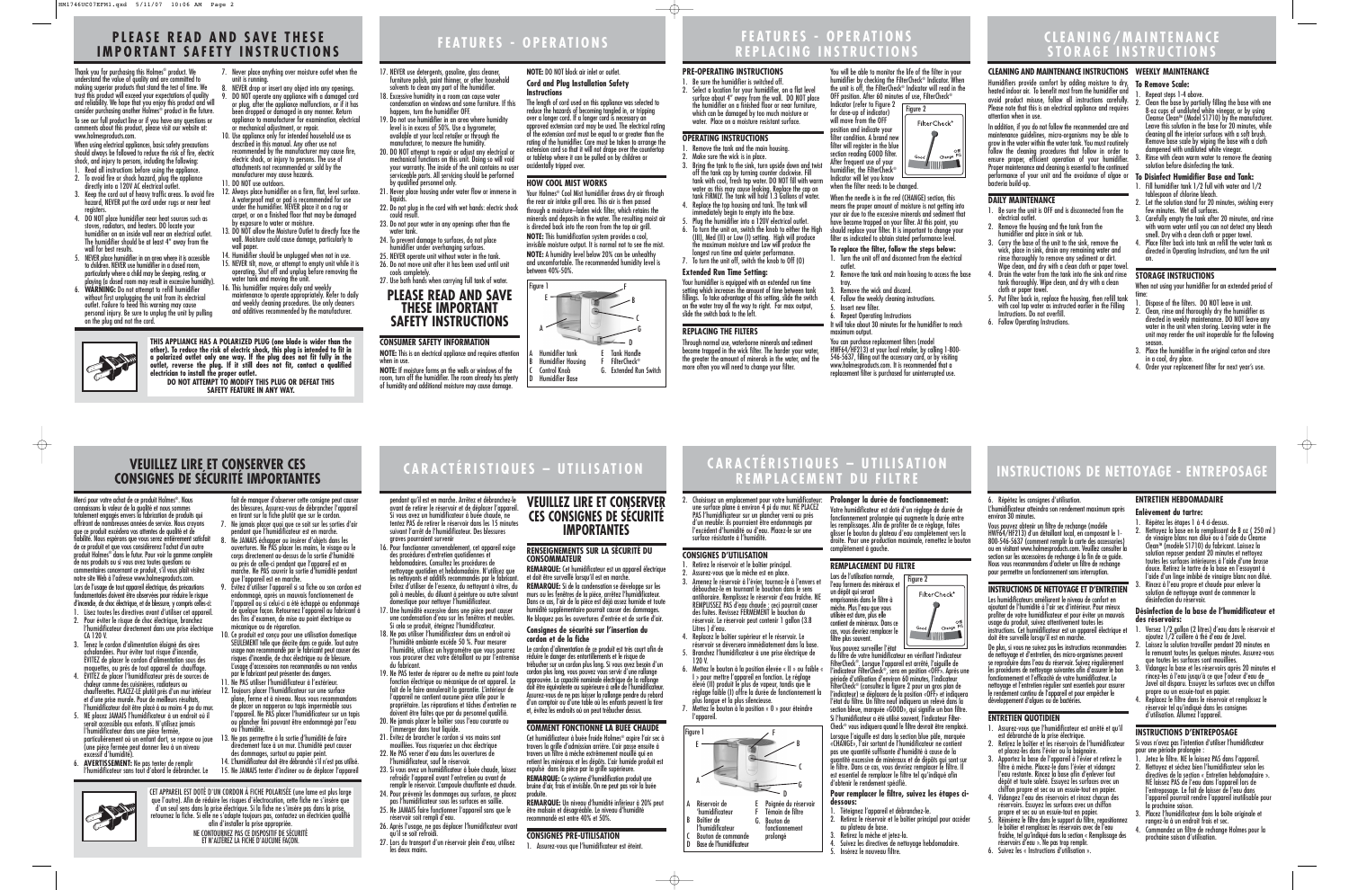# PLEASE READ AND SAVE THESE IMPORTANT SAFETY INSTRUCTIONS

Thank you for purchasing this Holmes® product. We understand the value of quality and are committed to making superior products that stand the test of time. We trust this product will exceed your expectations of quality and reliability. We hope that you enjoy this product and will consider purchasing another Holmes® product in the future.

To see our full product line or if you have any questions or comments about this product, please visit our website at: www.holmesproducts.com.

When using electrical appliances, basic safety precautions should always be followed to reduce the risk of fire, electric shock, and injury to persons, including the following:

1. Read all instructions before using the appliance.
2. To avoid fire or shock hazard, plug the appliance directly into a 120V AC electrical outlet.
3. Keep the cord out of heavy traffic areas. To avoid fire hazard, NEVER put the cord under rugs or near heat registers.
4. DO NOT place humidifier near heat sources such as stoves, radiators, and heaters. DO locate your humidifier on an inside wall near an electrical outlet. The humidifier should be at least 4" away from the wall for best results.
5. NEVER place humidifier in an area where it is accessible to children. NEVER use humidifier in a closed room, particularly where a child may be sleeping, resting, or playing (a closed room may result in excessive humidity).
6. **WARNING:** Do not attempt to refill humidifier without first unplugging the unit from its electrical outlet. Failure to heed this warning may cause personal injury. Be sure to unplug the unit by pulling on the plug and not the cord.
7. Never place anything over moisture outlet when the unit is running.
8. NEVER drop or insert any object into any openings.
9. DO NOT operate any appliance with a damaged cord or plug, after the appliance malfunctions, or if it has been dropped or damaged in any manner. Return appliance to manufacturer for examination, electrical or mechanical adjustment, or repair.
10. Use appliance only for intended household use as described in this manual. Any other use not recommended by the manufacturer may cause fire, electric shock, or injury to persons. The use of attachments not recommended or sold by the manufacturer may cause hazards.
11. DO NOT use outdoors.
12. Always place humidifier on a firm, flat, level surface. A waterproof mat or pad is recommended for use under the humidifier. NEVER place it on a rug or carpet, or on a finished floor that may be damaged by exposure to water or moisture.
13. DO NOT allow the Moisture Outlet to directly face the wall. Moisture could cause damage, particularly to wall paper.
14. Humidifier should be unplugged when not in use.
15. NEVER tilt, move, or attempt to empty unit while it is operating. Shut off and unplug before removing the water tank and moving the unit.
16. This humidifier requires daily and weekly maintenance to operate appropriately. Refer to daily and weekly cleaning procedures. Use only cleaners and additives recommended by the manufacturer.

**THIS APPLIANCE HAS A POLARIZED PLUG (one blade is wider than the other). To reduce the risk of electric shock, this plug is intended to fit in a polarized outlet only one way. If the plug does not fit fully in the outlet, reverse the plug. If it still does not fit, contact a qualified electrician to install the proper outlet.**

**DO NOT ATTEMPT TO MODIFY THIS PLUG OR DEFEAT THIS SAFETY FEATURE IN ANY WAY.**

# FEATURES - OPERATIONS

17. NEVER use detergents, gasoline, glass cleaner, furniture polish, paint thinner, or other household solvents to clean any part of the humidifier.
18. Excessive humidity in a room can cause water condensation on windows and some furniture. If this happens, turn the humidifier OFF.
19. Do not use humidifier in an area where humidity level is in excess of 50%. Use a hygrometer, available at your local retailer or through the manufacturer, to measure the humidity.
20. DO NOT attempt to repair or adjust any electrical or mechanical functions on this unit. Doing so will void your warranty. The inside of the unit contains no user serviceable parts. All servicing should be performed by qualified personnel only.
21. Never place housing under water flow or immerse in liquids.
22. Do not plug in the cord with wet hands: electric shock could result.
23. Do not pour water in any openings other than the water tank.
24. To prevent damage to surfaces, do not place humidifier under overhanging surfaces.
25. NEVER operate unit without water in the tank.
26. Do not move unit after it has been used until unit cools completely.
27. Use both hands when carrying full tank of water.

## PLEASE READ AND SAVE THESE IMPORTANT SAFETY INSTRUCTIONS

### CONSUMER SAFETY INFORMATION

**NOTE:** This is an electrical appliance and requires attention when in use.

**NOTE:** If moisture forms on the walls or windows of the room, turn off the humidifier. The room already has plenty of humidity and additional moisture may cause damage.

**NOTE:** DO NOT block air inlet or outlet.

### Cord and Plug Installation Safety Instructions

The length of cord used on this appliance was selected to reduce the hazards of becoming tangled in, or tripping over a longer cord. If a longer cord is necessary an approved extension cord may be used. The electrical rating of the extension cord must be equal to or greater than the rating of the humidifier. Care must be taken to arrange the extension cord so that it will not drape over the countertop or tabletop where it can be pulled on by children or accidentally tripped over.

### HOW COOL MIST WORKS

Your Holmes® Cool Mist humidifier draws dry air through the rear air intake grill area. This air is then passed through a moisture-laden wick filter, which retains the minerals and deposits in the water. The resulting moist air is directed back into the room from the top air grill.

**NOTE:** This humidification system provides a cool, invisible moisture output. It is normal not to see the mist.

**NOTE:** A humidity level below 20% can be unhealthy and uncomfortable. The recommended humidity level is between 40%-50%.

Figure 1

A Humidifier tank
B Humidifier Housing
C Control Knob
D Humidifier Base
E Tank Handle
F FilterCheck®
G. Extended Run Switch

# FEATURES - OPERATIONS REPLACING INSTRUCTIONS

### PRE-OPERATING INSTRUCTIONS

1. Be sure the humidifier is switched off.
2. Select a location for your humidifier, on a flat level surface about 4" away from the wall. DO NOT place the humidifier on a finished floor or near furniture, which can be damaged by too much moisture or water. Place on a moisture resistant surface.

### OPERATING INSTRUCTIONS

1. Remove the tank and the main housing.
2. Make sure the wick is in place.
3. Bring the tank to the sink, turn upside down and twist off the tank cap by turning counter clockwise. Fill tank with cool, fresh tap water. DO NOT fill with warm water as this may cause leaking. Replace the cap on tank FIRMLY. The tank will hold 1.3 Gallons of water.
4. Replace the top housing and tank. The tank will immediately begin to empty into the base.
5. Plug the humidifier into a 120V electrical outlet.
6. To turn the unit on, switch the knob to either the High (III), Med (II) or Low (I) setting. High will produce the maximum moisture and Low will produce the longest run time and quieter performance.
7. To turn the unit off, switch the knob to Off (O)

### Extended Run Time Setting:

Your humidifier is equipped with an extended run time setting which increases the amount of time between tank fillings. To take advantage of this setting, slide the switch on the water tray all the way to the right. For max output, slide the switch back to the left.

### REPLACING THE FILTERS

Through normal use, waterborne minerals and sediment become trapped in the wick filter. The harder your water, the greater the amount of minerals in the water, and the more often you will need to change your filter.

You will be able to monitor the life of the filter in your humidifier by checking the FilterCheck® Indicator. When the unit is off, the FilterCheck® Indicator will read in the OFF position. After 60 minutes of use, FilterCheck® Indicator (refer to Figure 2 for close-up of indicator) will move from the OFF position and indicate your filter condition. A brand new filter will register in the blue section reading GOOD filter. After frequent use of your humidifier, the FilterCheck® Indicator will let you know when the filter needs to be changed.

Figure 2

FilterCheck®
Good Change Off

When the needle is in the red (CHANGE) section, this means the proper amount of moisture is not getting into your air due to the excessive minerals and sediment that have become trapped on your filter. At this point, you should replace your filter. It is important to change your filter as indicated to obtain stated performance level.

**To replace the filter, follow the steps below:**

1. Turn the unit off and disconnect from the electrical outlet.
2. Remove the tank and main housing to access the base tray.
3. Remove the wick and discard.
4. Follow the weekly cleaning instructions.
5. Insert new filter.
6. Repeat Operating Instructions

It will take about 30 minutes for the humidifier to reach maximum output.

You can purchase replacement filters (model HWF64/HF213) at your local retailer, by calling 1-800-546-5637, filling out the accessory card, or by visiting www.holmesproducts.com. It is recommended that a replacement filter is purchased for uninterrupted use.

# CLEANING/MAINTENANCE STORAGE INSTRUCTIONS

### CLEANING AND MAINTENANCE INSTRUCTIONS

Humidifiers provide comfort by adding moisture to dry, heated indoor air. To benefit most from the humidifier and avoid product misuse, follow all instructions carefully. Please note that this is an electrical appliance and requires attention when in use.

In addition, if you do not follow the recommended care and maintenance guidelines, micro-organisms may be able to grow in the water within the water tank. You must routinely follow the cleaning procedures that follow in order to ensure proper, efficient operation of your humidifier. Proper maintenance and cleaning is essential to the continued performance of your unit and the avoidance of algae or bacteria build-up.

### DAILY MAINTENANCE

1. Be sure the unit is OFF and is disconnected from the electrical outlet.
2. Remove the housing and the tank from the humidifier and place in sink or tub.
3. Carry the base of the unit to the sink, remove the wick, place in sink, drain any remaining water and rinse thoroughly to remove any sediment or dirt. Wipe clean, and dry with a clean cloth or paper towel.
4. Drain the water from the tank into the sink and rinse tank thoroughly. Wipe clean, and dry with a clean cloth or paper towel.
5. Put filter back in, replace the housing, then refill tank with cool tap water as instructed earlier in the Filling Instructions. Do not overfill.
6. Follow Operating Instructions.

### WEEKLY MAINTENANCE

**To Remove Scale:**

1. Repeat steps 1-4 above.
2. Clean the base by partially filling the base with one 8-oz cups of undiluted white vinegar, or by using Cleanse Clean® (Model S1710) by the manufacturer. Leave this solution in the base for 20 minutes, while cleaning all the interior surfaces with a soft brush. Remove base scale by wiping the base with a cloth dampened with undiluted white vinegar.
3. Rinse with clean warm water to remove the cleaning solution before disinfecting the tank.

**To Disinfect Humidifier Base and Tank:**

1. Fill humidifier tank 1/2 full with water and 1/2 tablespoon of chlorine bleach.
2. Let the solution stand for 20 minutes, swishing every few minutes. Wet all surfaces.
3. Carefully empty the tank after 20 minutes, and rinse with warm water until you can not detect any bleach smell. Dry with a clean cloth or paper towel.
4. Place filter back into tank an refill the water tank as directed in Operating Instructions, and turn the unit on.

### STORAGE INSTRUCTIONS

When not using your humidifier for an extended period of time:

1. Dispose of the filters. DO NOT leave in unit.
2. Clean, rinse and thoroughly dry the humidifier as directed in weekly maintenance. DO NOT leave any water in the unit when storing. Leaving water in the unit may render the unit inoperable for the following season.
3. Place the humidifier in the original carton and store in a cool, dry place.
4. Order your replacement filter for next year's use.

# VEUILLEZ LIRE ET CONSERVER CES CONSIGNES DE SÉCURITÉ IMPORTANTES

Merci pour votre achat de ce produit Holmes®. Nous connaissons la valeur de la qualité et nous sommes totalement engagés envers la fabrication de produits qui offriront de nombreuses années de service. Nous croyons que ce produit excédera vos attentes de qualité et de fiabilité. Nous espérons que vous serez entièrement satisfait de ce produit et que vous considérerez l'achat d'un autre produit Holmes® dans le futur. Pour voir la gamme complète de nos produits ou si vous avez toutes questions ou commentaires concernant ce produit, s'il vous plaît visitez notre site Web à l'adresse www.holmesproducts.com.

Lors de l'usage de tout appareil électrique, des précautions fondamentales doivent être observées pour réduire le risque d'incendie, de choc électrique, et de blessure, y compris celles-ci :

1. Lisez toutes les directives avant d'utiliser cet appareil.
2. Pour éviter le risque de choc électrique, branchez l'humidificateur directement dans une prise électrique CA 120 V.
3. Tenez le cordon d'alimentation éloigné des aires achalandées. Pour éviter tout risque d'incendie, ÉVITEZ de placer le cordon d'alimentation sous des moquettes, ou près de tout appareil de chauffage.
4. ÉVITEZ de placer l'humidificateur près de sources de chaleur comme des cuisinières, radiateurs ou chaufferettes. PLACEZ-LE plutôt près d'un mur intérieur et d'une prise murale. Pour de meilleurs résultats, l'humidificateur doit être placé à au moins 4 po du mur.
5. NE placez JAMAIS l'humidificateur à un endroit où il serait accessible aux enfants. N'utilisez jamais l'humidificateur dans une pièce fermée, particulièrement où un enfant dort, se repose ou joue (une pièce fermée peut donner lieu à un niveau excessif d'humidité).
6. **AVERTISSEMENT:** Ne pas tenter de remplir l'humidificateur sans tout d'abord le débrancher. Le fait de manquer d'observer cette consigne peut causer des blessures. Assurez-vous de débrancher l'appareil en tirant sur la fiche plutôt que sur le cordon.
7. Ne jamais placer quoi que ce soit sur les sorties d'air pendant que l'humidificateur est en marche.
8. NE JAMAIS échapper ou insérer d'objets dans les ouvertures. NE PAS placer les mains, le visage ou le corps directement au-dessus de la sortie d'humidité ou près de celle-ci pendant que l'appareil est en marche. NE PAS couvrir la sortie d'humidité pendant que l'appareil est en marche.
9. Évitez d'utiliser l'appareil si sa fiche ou son cordon est endommagé, après un mauvais fonctionnement de l'appareil ou si celui-ci a été échappé ou endommagé de quelque façon. Retournez l'appareil au fabricant à des fins d'examen, de mise au point électrique ou mécanique ou de réparation.
10. Ce produit est conçu pour une utilisation domestique SEULEMENT telle que décrite dans ce guide. Tout autre usage non recommandé par le fabricant peut causer des risques d'incendie, de choc électrique ou de blessure. L'usage d'accessoires non recommandés ou non vendus par le fabricant peut présenter des dangers.
11. NE PAS utiliser l'humidificateur à l'extérieur.
12. Toujours placer l'humidificateur sur une surface plane, ferme et à niveau. Nous vous recommandons de placer un napperon ou tapis imperméable sous l'appareil. NE PAS placer l'humidificateur sur un tapis ou plancher fini pouvant être endommagé par l'eau ou l'humidité.
13. Ne pas permettre à la sortie d'humidité de faire directement face à un mur. L'humidité peut causer des dommages, surtout au papier peint.
14. L'humidificateur doit être débranché s'il n'est pas utilisé.
15. NE JAMAIS tenter d'incliner ou de déplacer l'appareil pendant qu'il est en marche. Arrêtez et débranchez-le avant de retirer le réservoir et de déplacer l'appareil. Si vous avez un humidificateur à buée chaude, ne tentez PAS de retirer le réservoir dans les 15 minutes suivant l'arrêt de l'humidificateur. Des blessures graves pourraient survenir.

**CET APPAREIL EST DOTÉ D'UN CORDON À FICHE POLARISÉE (une lame est plus large que l'autre). Afin de réduire les risques d'électrocution, cette fiche ne s'insère que d'un seul sens dans la prise électrique. Si la fiche ne s'insère pas dans la prise, retournez la fiche. Si elle ne s'adapte toujours pas, contactez un électricien qualifié afin d'installer la prise appropriée.**

**NE CONTOURNEZ PAS CE DISPOSITIF DE SÉCURITÉ ET N'ALTÉREZ LA FICHE D'AUCUNE FAÇON.**

# CARACTÉRISTIQUES – UTILISATION

16. Pour fonctionner convenablement, cet appareil exige des procédures d'entretien quotidiennes et hebdomadaires. Consultez les procédures de nettoyage quotidien et hebdomadaire. N'utilisez que les nettoyants et additifs recommandés par le fabricant. Évitez d'utiliser de l'essence, du nettoyant à vitres, du poli à meubles, du diluant à peinture ou autre solvant domestique pour nettoyer l'humidificateur.
17. Une humidité excessive dans une pièce peut causer une condensation d'eau sur les fenêtres et meubles. Si cela se produit, éteignez l'humidificateur.
18. Ne pas utiliser l'humidificateur dans un endroit où l'humidité ambiante excède 50 %. Pour mesurer l'humidité, utilisez un hygromètre que vous pourrez vous procurer chez votre détaillant ou par l'entremise du fabricant.
19. Ne PAS tenter de réparer ou de mettre au point toute fonction électrique ou mécanique de cet appareil. Le fait de le faire annulerait la garantie. L'intérieur de l'appareil ne contient aucune pièce utile pour le propriétaire. Les réparations et tâches d'entretien ne doivent être faites que par du personnel qualifié.
20. Ne jamais placer le boîtier sous l'eau courante ou l'immerger dans tout liquide.
21. Évitez de brancher le cordon si vos mains sont mouillées. Vous risqueriez un choc électrique.
22. Ne PAS verser d'eau dans les ouvertures de l'humidificateur, sauf le réservoir.
23. Si vous avez un humidificateur à buée chaude, laissez refroidir l'appareil avant l'entretien ou avant de remplir le réservoir. L'ampoule chauffante est chaude.
24. Pour prévenir les dommages aux surfaces, ne placez pas l'humidificateur sous les surfaces en saillie.
25. Ne JAMAIS faire fonctionner l'appareil sans que le réservoir soit rempli d'eau.
26. Après l'usage, ne pas déplacer l'humidificateur avant qu'il se soit refroidi.
27. Lors du transport d'un réservoir plein d'eau, utilisez les deux mains.

## VEUILLEZ LIRE ET CONSERVER CES CONSIGNES DE SÉCURITÉ IMPORTANTES

### RENSEIGNEMENTS SUR LA SÉCURITÉ DU CONSOMMATEUR

**REMARQUE:** Cet humidificateur est un appareil électrique et doit être surveillé lorsqu'il est en marche.

**REMARQUE:** Si de la condensation se développe sur les murs ou les fenêtres de la pièce, arrêtez l'humidificateur. Dans ce cas, l'air de la pièce est déjà assez humide et toute humidité supplémentaire pourrait causer des dommages. Ne bloquez pas les ouvertures d'entrée et de sortie d'air.

### Consignes de sécurité sur l'insertion du cordon et de la fiche

Le cordon d'alimentation de ce produit est très court afin de réduire le danger des enchevêtrements et le risque de trébucher sur un cordon plus long. Si vous avez besoin d'un cordon plus long, vous pouvez vous servir d'une rallonge approuvée. La capacité nominale électrique de la rallonge doit être équivalente ou supérieure à celle de l'humidificateur. Assurez-vous de ne pas laisser la rallonge pendre du rebord d'un comptoir ou d'une table où les enfants peuvent la tirer et, évitez les endroits où on peut trébucher dessus.

### COMMENT FONCTIONNE LA BUÉE CHAUDE

Cet humidificateur à buée froide Holmes® aspire l'air sec à travers la grille d'admission arrière. L'air passe ensuite à travers un filtre à mèche entièrement mouillé qui en retient les minéraux et les dépôts. L'air humide produit est expulsé dans la pièce par la grille supérieure.

**REMARQUE:** Ce système d'humidification produit une bruine d'air, frais et invisible. On ne peut pas voir la buée produite.

**REMARQUE:** Un niveau d'humidité inférieur à 20% peut être malsain et désagréable. Le niveau d'humidité recommandé est entre 40% et 50%.

### CONSIGNES PRE-UTILISATION

1. Assurez-vous que l'humidificateur est éteint.

# CARACTÉRISTIQUES – UTILISATION REMPLACEMENT DU FILTRE

2. Choisissez un emplacement pour votre humidificateur: une surface plane à environ 4 po du mur. NE PLACEZ PAS l'humidificateur sur un plancher verni ou près d'un meuble: ils pourraient être endommagés par l'excédent d'humidité ou d'eau. Placez-le sur une surface résistante à l'humidité.

### CONSIGNES D'UTILISATION

1. Retirez le réservoir et le boîtier principal.
2. Assurez-vous que la mèche est en place.
3. Amenez le réservoir à l'évier, tournez-le à l'envers et débouchez-le en tournant le bouchon dans le sens antihoraire. Remplissez le réservoir d'eau fraîche. NE REMPLISSEZ PAS d'eau chaude : ceci pourrait causer des fuites. Revissez FERMEMENT le bouchon du réservoir. Le réservoir peut contenir 1 gallon (3,8 Litres ) d'eau.
4. Replacez le boîtier supérieur et le réservoir. Le réservoir se déversera immédiatement dans la base.
5. Branchez l'humidificateur à une prise électrique de 120 V.
6. Mettez le bouton à la position élevée « II » ou faible « I » pour mettre l'appareil en fonction. Le réglage élevé (II) produit le plus de vapeur, tandis que le réglage faible (I) offre la durée de fonctionnement la plus longue et la plus silencieuse.
7. Mettez le bouton à la position « 0 » pour éteindre l'appareil.

Figure 1

A Réservoir de l'humidificateur
B Boîtier de l'humidificateur
C Bouton de commande
D Base de l'humidificateur
E Poignée du réservoir
F Témoin de filtre
G. Bouton de fonctionnement prolongé

### Prolonger la durée de fonctionnement:

Votre humidificateur est doté d'un réglage de durée de fonctionnement prolongée qui augmente la durée entre les remplissages. Afin de profiter de ce réglage, faites glisser le bouton du plateau d'eau complètement vers la droite. Pour une production maximale, remettez le bouton complètement à gauche.

### REMPLACEMENT DU FILTRE

Lors de l'utilisation normale, l'eau formera des minéraux et un dépôt qui seront emprisonnés dans le filtre à mèche. Plus l'eau que vous utilisez est dure, plus elle contient de minéraux. Dans ce cas, vous devrez remplacer le filtre plus souvent.

Figure 2

FilterCheck®
Good Change Off

Vous pouvez surveiller l'état du filtre de votre humidificateur en vérifiant l'indicateur FilterCheck®. Lorsque l'appareil est arrêté, l'aiguille de l'indicateur FilterCheck®, sera en position «OFF». Après une période d'utilisation d'environ 60 minutes, l'indicateur FilterCheck® (consultez la figure 2 pour un gros plan de l'indicateur) se déplacera de la position «OFF» et indiquera l'état du filtre. Un filtre neuf indiquera un relevé dans la section bleue, marquée «GOOD», qui signifie un bon filtre. Si l'humidificateur a été utilisé souvent, l'indicateur Filter-Check® vous indiquera quand le filtre devrait être remplacé.

Lorsque l'aiguille est dans la section bleu pâle, marquée «CHANGE», l'air sortant de l'humidificateur ne contient pas une quantité suffisante d'humidité à cause de la quantité excessive de minéraux et de dépôts qui sont sur le filtre. Dans ce cas, vous devriez remplacer le filtre. Il est essentiel de remplacer le filtre tel qu'indiqué afin d'obtenir le rendement spécifié.

**Pour remplacer le filtre, suivez les étapes ci-dessous:**

1. Teteignez l'appareil et débranchez-le.
2. Retirez le réservoir et le boîtier principal pour accéder au plateau de base.
3. Retirez la mèche et jetez-la.
4. Suivez les directives de nettoyage hebdomadaire.
5. Insérez le nouveau filtre.

# INSTRUCTIONS DE NETTOYAGE - ENTREPOSAGE

6. Répétez les consignes d'utilisation.

L'humidificateur atteindra son rendement maximum après environ 30 minutes.

Vous pouvez obtenir un filtre de rechange (modèle HWF64/HF213) d'un détaillant local, en composant le 1-800-546-5637 (comment remplir la carte des accessoires) ou en visitant www.holmesproducts.com. Veuillez consulter la section sur les accessoires de rechange à la fin de ce guide. Nous vous recommandons d'acheter un filtre de rechange pour permettre un fonctionnement sans interruption.

### INSTRUCTIONS DE NETTOYAGE ET D'ENTRETIEN

Les humidificateurs améliorent le niveau de confort en ajoutant de l'humidité à l'air sec à l'intérieur. Pour mieux profiter de votre humidificateur et pour éviter un mauvais usage du produit, suivez attentivement toutes les instructions. Cet humidificateur est un appareil électrique et doit être surveillé lorsqu'il est en marche.

De plus, si vous ne suivez pas les instructions recommandées de nettoyage et d'entretien, des micro-organismes peuvent se reproduire dans l'eau du réservoir. Suivez régulièrement les procédures de nettoyage suivantes afin d'assurer le bon fonctionnement et l'efficacité de votre humidificateur. Le nettoyage et l'entretien régulier sont essentiels pour assurer le rendement continu de l'appareil et pour empêcher le développement d'algues ou de bactéries.

### ENTRETIEN QUOTIDIEN

1. Assurez-vous que l'humidificateur est arrêté et qu'il est débranché de la prise électrique.
2. Retirez le boîtier et les réservoirs de l'humidificateur et placez-les dans l'évier ou la baignoire.
3. Apportez la base de l'appareil à l'évier et retirez le filtre à mèche. Placez-la dans l'évier et videz l'eau restante. Rincez la base afin d'enlever tout dépôt et toute saleté. Essuyez les surfaces avec un chiffon propre et sec ou un essuie-tout en papier.
4. Videz l'eau des réservoirs et rincez chacun des réservoirs. Essuyez les surfaces avec un chiffon propre et sec ou un essuie-tout en papier.
5. Réinsérez le filtre dans le support du filtre, repositionnez le boîtier et remplissez les réservoirs avec de l'eau fraîche, tel qu'indiqué dans la section « Remplissage des réservoirs d'eau ». Ne pas trop remplir.
6. Suivez les « Instructions d'utilisation ».

### ENTRETIEN HEBDOMADAIRE

**Enlèvement du tartre:**

1. Répétez les étapes 1 à 4 ci-dessus.
2. Nettoyez la base en la remplissant de 8 oz ( 250 ml ) de vinaigre blanc non dilué ou à l'aide du Cleanse Clean® (modèle S1710) du fabricant. Laissez la solution reposer pendant 20 minutes et nettoyez toutes les surfaces intérieures à l'aide d'une brosse douce. Retirez le tartre de la base en l'essuyant à l'aide d'un linge imbibé de vinaigre blanc non dilué.
3. Rincez à l'eau propre et chaude pour enlever la solution de nettoyage avant de commencer la désinfection du réservoir.

**Désinfection de la base de l'humidificateur et des réservoirs:**

1. Versez 1/2 gallon (2 litres) d'eau dans le réservoir et ajoutez 1/2 cuillère à thé d'eau de Javel.
2. Laissez la solution travailler pendant 20 minutes en le remuant toutes les quelques minutes. Assurez-vous que toutes les surfaces sont mouillées.
3. Videz la base et les réservoirs après 20 minutes et rincez-les à l'eau jusqu'à ce que l'odeur d'eau de Javel ait disparu. Essuyez les surfaces avec un chiffon propre ou un essuie-tout en papier.
4. Replacez le filtre dans le réservoir et remplissez le réservoir tel qu'indiqué dans les consignes d'utilisation. Allumez l'appareil.

### INSTRUCTIONS D'ENTREPOSAGE

Si vous n'avez pas l'intention d'utiliser l'humidificateur pour une période prolongée :

1. Jetez le filtre. NE le laissez PAS dans l'appareil.
2. Nettoyez et séchez bien l'humidificateur selon les directives de la section « Entretien hebdomadaire ». NE laissez PAS de l'eau dans l'appareil lors de l'entreposage. Le fait de laisser de l'eau dans l'appareil pourrait rendre l'appareil inutilisable pour la prochaine saison.
3. Placez l'humidificateur dans la boîte originale et rangez-la à un endroit frais et sec.
4. Commandez un filtre de rechange Holmes pour la prochaine saison d'utilisation.